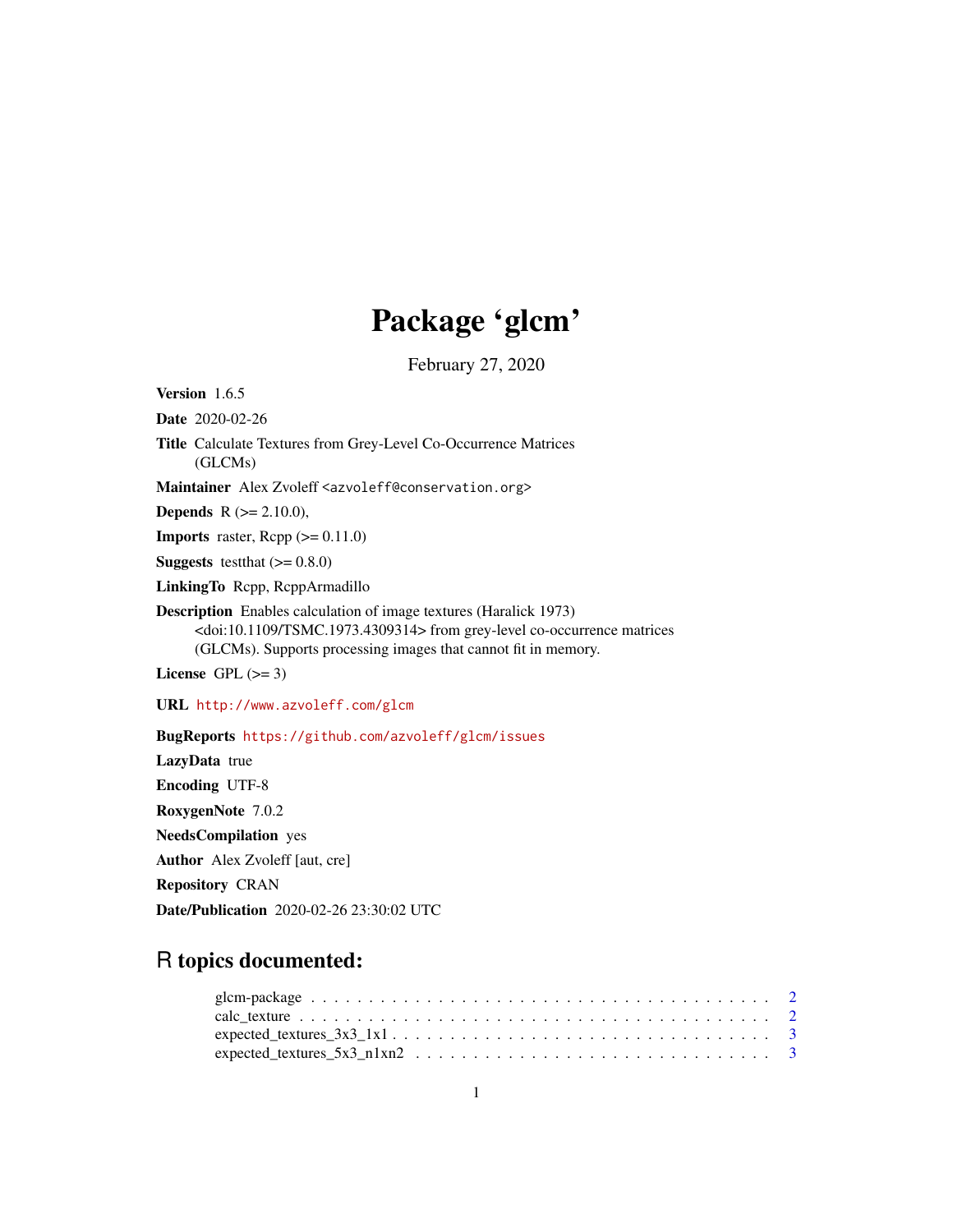# Package 'glcm'

February 27, 2020

**Version** 1.6.5

**Date** 2020-02-26

**Title** Calculate Textures from Grey-Level Co-Occurrence Matrices (GLCMs)

**Maintainer** Alex Zvoleff <azvoleff@conservation.org>

**Depends** R (>= 2.10.0),

**Imports** raster, Rcpp (>= 0.11.0)

**Suggests** testthat (>= 0.8.0)

**LinkingTo** Rcpp, RcppArmadillo

**Description** Enables calculation of image textures (Haralick 1973) <doi:10.1109/TSMC.1973.4309314> from grey-level co-occurrence matrices (GLCMs). Supports processing images that cannot fit in memory.

**License** GPL (>= 3)

**URL** http://www.azvoleff.com/glcm

**BugReports** https://github.com/azvoleff/glcm/issues

**LazyData** true

**Encoding** UTF-8

**RoxygenNote** 7.0.2

**NeedsCompilation** yes

**Author** Alex Zvoleff [aut, cre]

**Repository** CRAN

**Date/Publication** 2020-02-26 23:30:02 UTC

## R topics documented:

- glcm-package . . . . . . . . . . . . . . . . . . . . . . . . . . . . . . . . . . . . . . 2
- calc_texture . . . . . . . . . . . . . . . . . . . . . . . . . . . . . . . . . . . . . . . 2
- expected_textures_3x3_1x1 . . . . . . . . . . . . . . . . . . . . . . . . . . . . . . . 3
- expected_textures_5x3_n1xn2 . . . . . . . . . . . . . . . . . . . . . . . . . . . . . . 3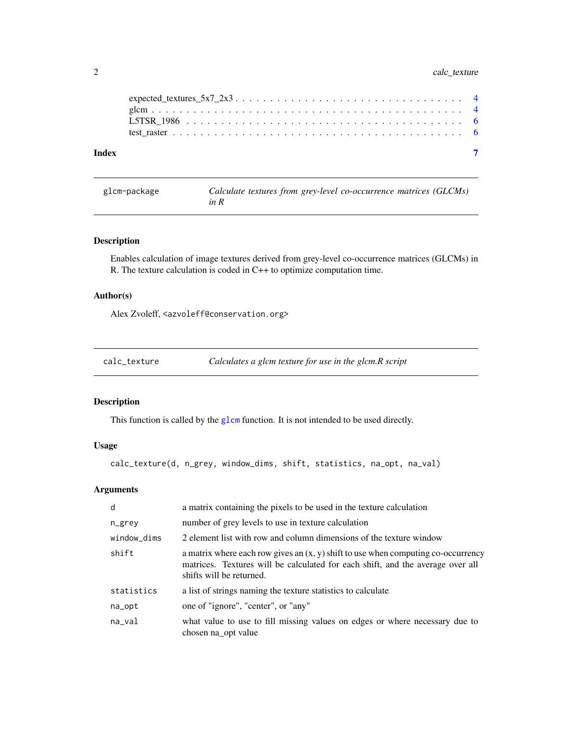expected_textures_5x7_2x3 . . . . . . . . . . . . . . . . . . . . . . . . . . . . . . . 4
glcm . . . . . . . . . . . . . . . . . . . . . . . . . . . . . . . . . . . . . . . . . . 4
L5TSR_1986 . . . . . . . . . . . . . . . . . . . . . . . . . . . . . . . . . . . . . . . 6
test_raster . . . . . . . . . . . . . . . . . . . . . . . . . . . . . . . . . . . . . . . 6

**Index** **7**

---

## glcm-package — *Calculate textures from grey-level co-occurrence matrices (GLCMs) in R*

### Description

Enables calculation of image textures derived from grey-level co-occurrence matrices (GLCMs) in R. The texture calculation is coded in C++ to optimize computation time.

### Author(s)

Alex Zvoleff, <azvoleff@conservation.org>

---

## calc_texture — *Calculates a glcm texture for use in the glcm.R script*

### Description

This function is called by the `glcm` function. It is not intended to be used directly.

### Usage

```
calc_texture(d, n_grey, window_dims, shift, statistics, na_opt, na_val)
```

### Arguments

| | |
|---|---|
| `d` | a matrix containing the pixels to be used in the texture calculation |
| `n_grey` | number of grey levels to use in texture calculation |
| `window_dims` | 2 element list with row and column dimensions of the texture window |
| `shift` | a matrix where each row gives an (x, y) shift to use when computing co-occurrency matrices. Textures will be calculated for each shift, and the average over all shifts will be returned. |
| `statistics` | a list of strings naming the texture statistics to calculate |
| `na_opt` | one of "ignore", "center", or "any" |
| `na_val` | what value to use to fill missing values on edges or where necessary due to chosen na_opt value |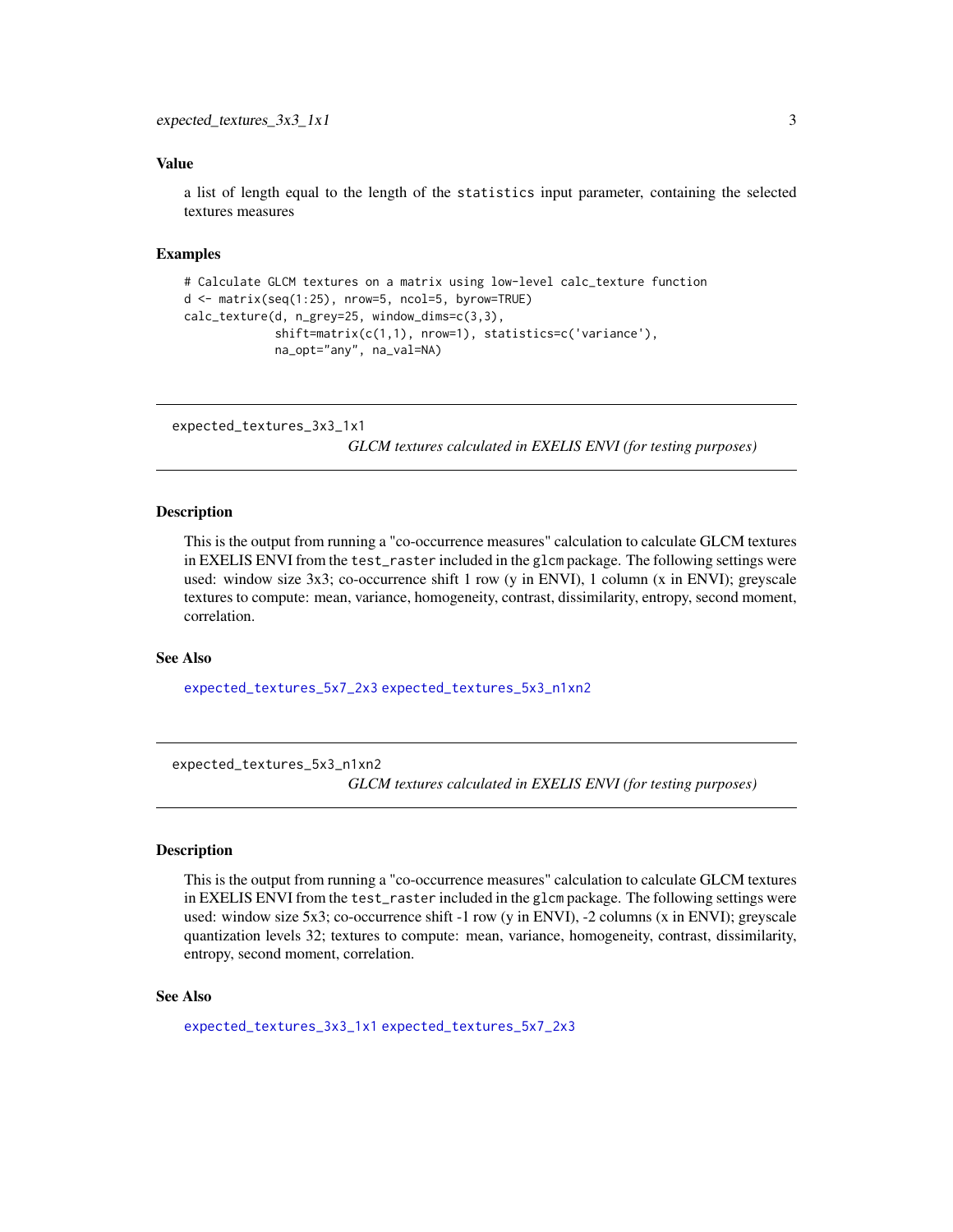## Value

a list of length equal to the length of the `statistics` input parameter, containing the selected textures measures

## Examples

```
# Calculate GLCM textures on a matrix using low-level calc_texture function
d <- matrix(seq(1:25), nrow=5, ncol=5, byrow=TRUE)
calc_texture(d, n_grey=25, window_dims=c(3,3),
             shift=matrix(c(1,1), nrow=1), statistics=c('variance'),
             na_opt="any", na_val=NA)
```

---

# expected_textures_3x3_1x1

*GLCM textures calculated in EXELIS ENVI (for testing purposes)*

## Description

This is the output from running a "co-occurrence measures" calculation to calculate GLCM textures in EXELIS ENVI from the `test_raster` included in the `glcm` package. The following settings were used: window size 3x3; co-occurrence shift 1 row (y in ENVI), 1 column (x in ENVI); greyscale textures to compute: mean, variance, homogeneity, contrast, dissimilarity, entropy, second moment, correlation.

## See Also

`expected_textures_5x7_2x3` `expected_textures_5x3_n1xn2`

---

# expected_textures_5x3_n1xn2

*GLCM textures calculated in EXELIS ENVI (for testing purposes)*

## Description

This is the output from running a "co-occurrence measures" calculation to calculate GLCM textures in EXELIS ENVI from the `test_raster` included in the `glcm` package. The following settings were used: window size 5x3; co-occurrence shift -1 row (y in ENVI), -2 columns (x in ENVI); greyscale quantization levels 32; textures to compute: mean, variance, homogeneity, contrast, dissimilarity, entropy, second moment, correlation.

## See Also

`expected_textures_3x3_1x1` `expected_textures_5x7_2x3`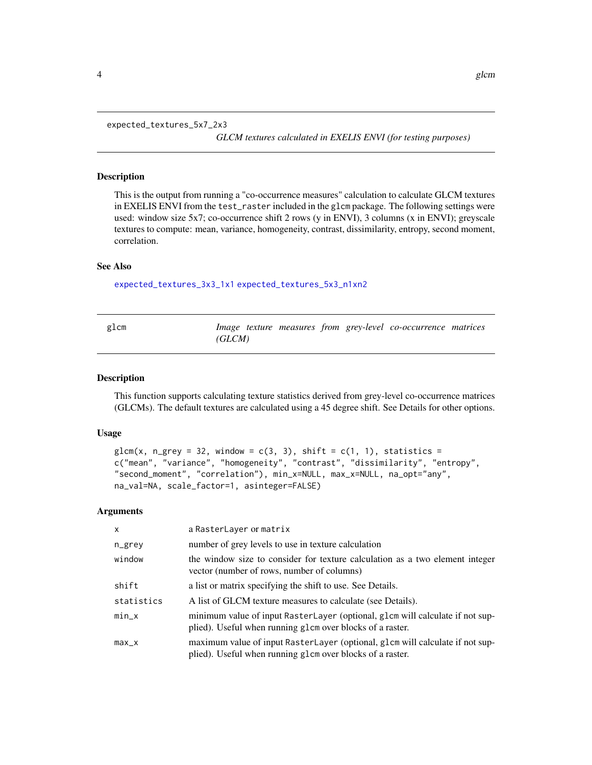## expected_textures_5x7_2x3

*GLCM textures calculated in EXELIS ENVI (for testing purposes)*

### Description

This is the output from running a "co-occurrence measures" calculation to calculate GLCM textures in EXELIS ENVI from the `test_raster` included in the `glcm` package. The following settings were used: window size 5x7; co-occurrence shift 2 rows (y in ENVI), 3 columns (x in ENVI); greyscale textures to compute: mean, variance, homogeneity, contrast, dissimilarity, entropy, second moment, correlation.

### See Also

`expected_textures_3x3_1x1` `expected_textures_5x3_n1xn2`

## glcm

*Image texture measures from grey-level co-occurrence matrices (GLCM)*

### Description

This function supports calculating texture statistics derived from grey-level co-occurrence matrices (GLCMs). The default textures are calculated using a 45 degree shift. See Details for other options.

### Usage

```
glcm(x, n_grey = 32, window = c(3, 3), shift = c(1, 1), statistics =
c("mean", "variance", "homogeneity", "contrast", "dissimilarity", "entropy",
"second_moment", "correlation"), min_x=NULL, max_x=NULL, na_opt="any",
na_val=NA, scale_factor=1, asinteger=FALSE)
```

### Arguments

| | |
|---|---|
| `x` | a `RasterLayer` or `matrix` |
| `n_grey` | number of grey levels to use in texture calculation |
| `window` | the window size to consider for texture calculation as a two element integer vector (number of rows, number of columns) |
| `shift` | a list or matrix specifying the shift to use. See Details. |
| `statistics` | A list of GLCM texture measures to calculate (see Details). |
| `min_x` | minimum value of input `RasterLayer` (optional, `glcm` will calculate if not supplied). Useful when running `glcm` over blocks of a raster. |
| `max_x` | maximum value of input `RasterLayer` (optional, `glcm` will calculate if not supplied). Useful when running `glcm` over blocks of a raster. |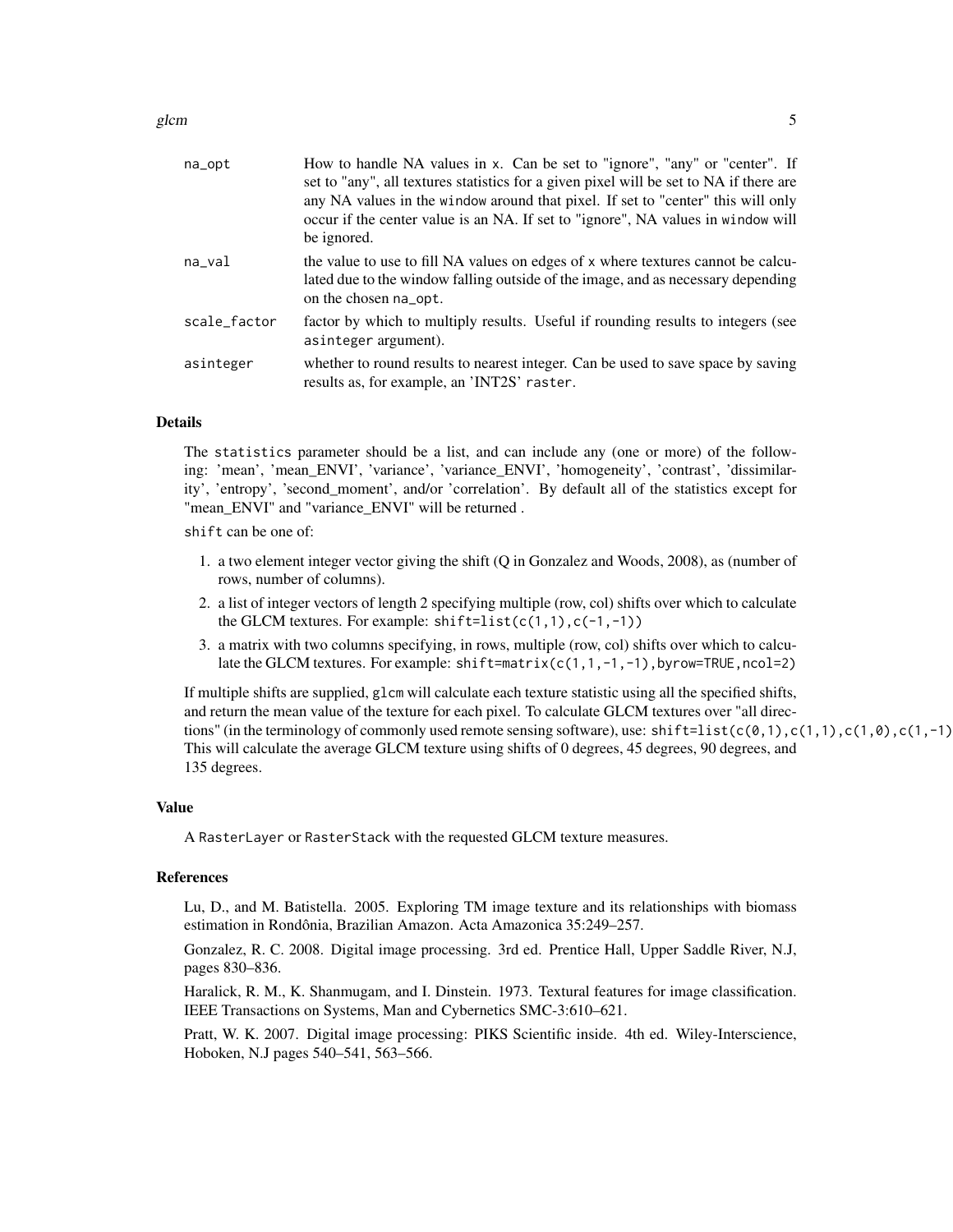| | |
|---|---|
| na_opt | How to handle NA values in x. Can be set to "ignore", "any" or "center". If set to "any", all textures statistics for a given pixel will be set to NA if there are any NA values in the window around that pixel. If set to "center" this will only occur if the center value is an NA. If set to "ignore", NA values in window will be ignored. |
| na_val | the value to use to fill NA values on edges of x where textures cannot be calculated due to the window falling outside of the image, and as necessary depending on the chosen na_opt. |
| scale_factor | factor by which to multiply results. Useful if rounding results to integers (see asinteger argument). |
| asinteger | whether to round results to nearest integer. Can be used to save space by saving results as, for example, an 'INT2S' raster. |

## Details

The statistics parameter should be a list, and can include any (one or more) of the following: 'mean', 'mean_ENVI', 'variance', 'variance_ENVI', 'homogeneity', 'contrast', 'dissimilarity', 'entropy', 'second_moment', and/or 'correlation'. By default all of the statistics except for "mean_ENVI" and "variance_ENVI" will be returned .

shift can be one of:

1. a two element integer vector giving the shift (Q in Gonzalez and Woods, 2008), as (number of rows, number of columns).
2. a list of integer vectors of length 2 specifying multiple (row, col) shifts over which to calculate the GLCM textures. For example: `shift=list(c(1,1),c(-1,-1))`
3. a matrix with two columns specifying, in rows, multiple (row, col) shifts over which to calculate the GLCM textures. For example: `shift=matrix(c(1,1,-1,-1),byrow=TRUE,ncol=2)`

If multiple shifts are supplied, glcm will calculate each texture statistic using all the specified shifts, and return the mean value of the texture for each pixel. To calculate GLCM textures over "all directions" (in the terminology of commonly used remote sensing software), use: `shift=list(c(0,1),c(1,1),c(1,0),c(1,-1))` This will calculate the average GLCM texture using shifts of 0 degrees, 45 degrees, 90 degrees, and 135 degrees.

## Value

A RasterLayer or RasterStack with the requested GLCM texture measures.

## References

Lu, D., and M. Batistella. 2005. Exploring TM image texture and its relationships with biomass estimation in Rondônia, Brazilian Amazon. Acta Amazonica 35:249–257.

Gonzalez, R. C. 2008. Digital image processing. 3rd ed. Prentice Hall, Upper Saddle River, N.J, pages 830–836.

Haralick, R. M., K. Shanmugam, and I. Dinstein. 1973. Textural features for image classification. IEEE Transactions on Systems, Man and Cybernetics SMC-3:610–621.

Pratt, W. K. 2007. Digital image processing: PIKS Scientific inside. 4th ed. Wiley-Interscience, Hoboken, N.J pages 540–541, 563–566.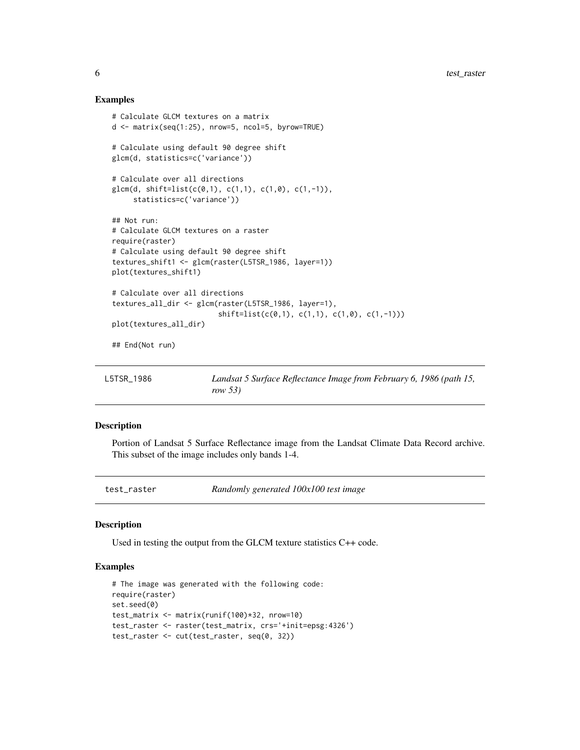## Examples

```
# Calculate GLCM textures on a matrix
d <- matrix(seq(1:25), nrow=5, ncol=5, byrow=TRUE)

# Calculate using default 90 degree shift
glcm(d, statistics=c('variance'))

# Calculate over all directions
glcm(d, shift=list(c(0,1), c(1,1), c(1,0), c(1,-1)),
     statistics=c('variance'))

## Not run:
# Calculate GLCM textures on a raster
require(raster)
# Calculate using default 90 degree shift
textures_shift1 <- glcm(raster(L5TSR_1986, layer=1))
plot(textures_shift1)

# Calculate over all directions
textures_all_dir <- glcm(raster(L5TSR_1986, layer=1),
                         shift=list(c(0,1), c(1,1), c(1,0), c(1,-1)))
plot(textures_all_dir)

## End(Not run)
```

---

`L5TSR_1986` *Landsat 5 Surface Reflectance Image from February 6, 1986 (path 15, row 53)*

---

## Description

Portion of Landsat 5 Surface Reflectance image from the Landsat Climate Data Record archive. This subset of the image includes only bands 1-4.

---

`test_raster` *Randomly generated 100x100 test image*

---

## Description

Used in testing the output from the GLCM texture statistics C++ code.

## Examples

```
# The image was generated with the following code:
require(raster)
set.seed(0)
test_matrix <- matrix(runif(100)*32, nrow=10)
test_raster <- raster(test_matrix, crs='+init=epsg:4326')
test_raster <- cut(test_raster, seq(0, 32))
```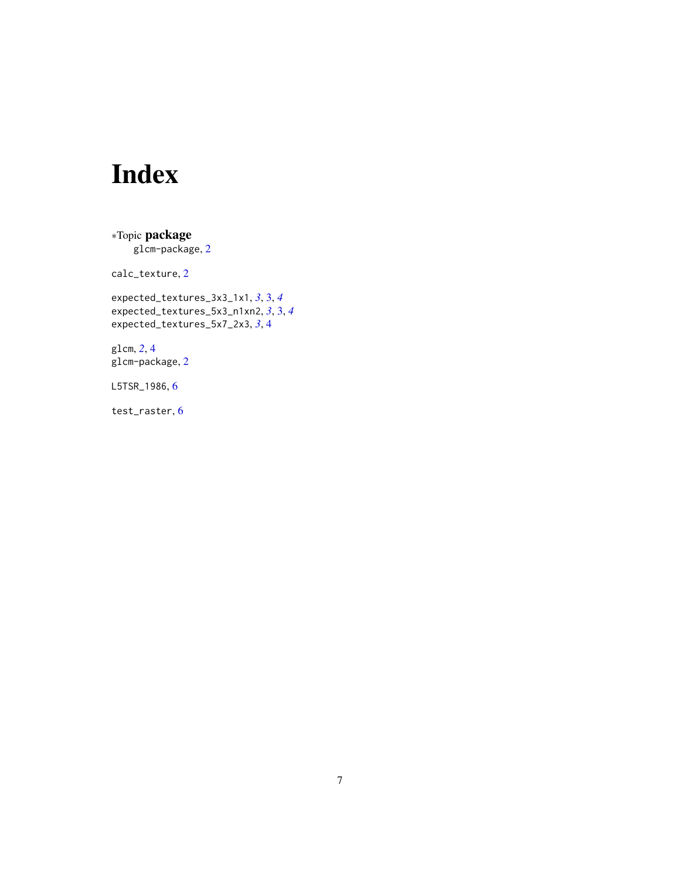# Index

∗Topic **package**
    glcm-package, 2

calc_texture, 2

expected_textures_3x3_1x1, *3*, 3, *4*
expected_textures_5x3_n1xn2, *3*, 3, *4*
expected_textures_5x7_2x3, *3*, 4

glcm, *2*, 4
glcm-package, 2

L5TSR_1986, 6

test_raster, 6